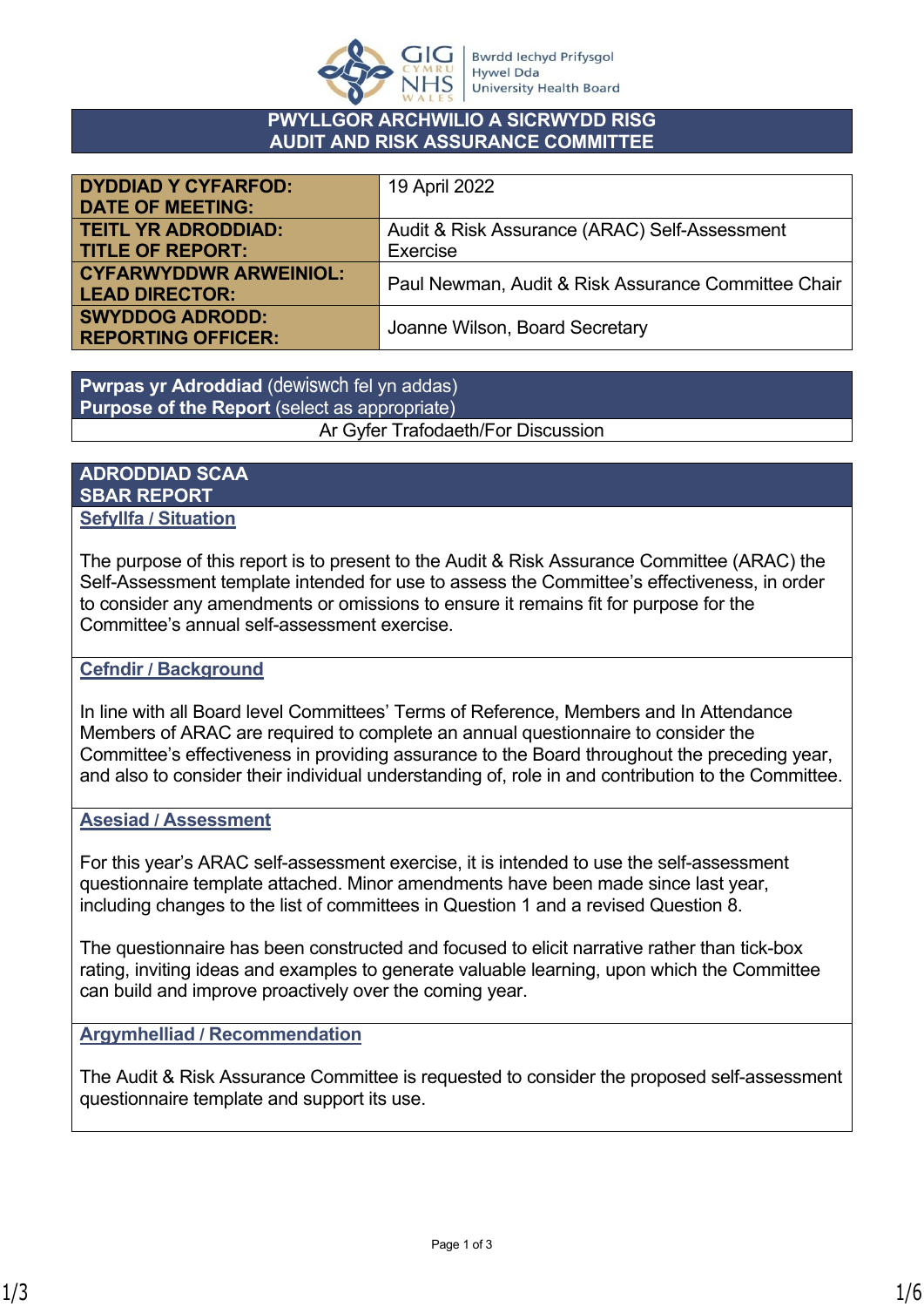**PWYLLGOR ARCHWILIO A SICRWYDD RISG**
**AUDIT AND RISK ASSURANCE COMMITTEE**

| | |
|---|---|
| **DYDDIAD Y CYFARFOD: DATE OF MEETING:** | 19 April 2022 |
| **TEITL YR ADRODDIAD: TITLE OF REPORT:** | Audit & Risk Assurance (ARAC) Self-Assessment Exercise |
| **CYFARWYDDWR ARWEINIOL: LEAD DIRECTOR:** | Paul Newman, Audit & Risk Assurance Committee Chair |
| **SWYDDOG ADRODD: REPORTING OFFICER:** | Joanne Wilson, Board Secretary |

| **Pwrpas yr Adroddiad** (dewiswch fel yn addas) **Purpose of the Report** (select as appropriate) |
|---|
| Ar Gyfer Trafodaeth/For Discussion |

## ADRODDIAD SCAA
## SBAR REPORT

### Sefyllfa / Situation

The purpose of this report is to present to the Audit & Risk Assurance Committee (ARAC) the Self-Assessment template intended for use to assess the Committee's effectiveness, in order to consider any amendments or omissions to ensure it remains fit for purpose for the Committee's annual self-assessment exercise.

### Cefndir / Background

In line with all Board level Committees' Terms of Reference, Members and In Attendance Members of ARAC are required to complete an annual questionnaire to consider the Committee's effectiveness in providing assurance to the Board throughout the preceding year, and also to consider their individual understanding of, role in and contribution to the Committee.

### Asesiad / Assessment

For this year's ARAC self-assessment exercise, it is intended to use the self-assessment questionnaire template attached. Minor amendments have been made since last year, including changes to the list of committees in Question 1 and a revised Question 8.

The questionnaire has been constructed and focused to elicit narrative rather than tick-box rating, inviting ideas and examples to generate valuable learning, upon which the Committee can build and improve proactively over the coming year.

### Argymhelliad / Recommendation

The Audit & Risk Assurance Committee is requested to consider the proposed self-assessment questionnaire template and support its use.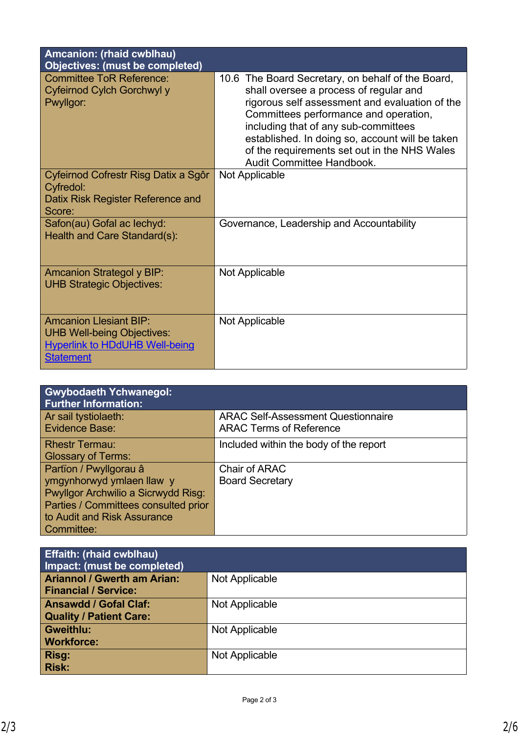| Amcanion: (rhaid cwblhau)<br>Objectives: (must be completed) | |
|---|---|
| Committee ToR Reference:<br>Cyfeirnod Cylch Gorchwyl y Pwyllgor: | 10.6 The Board Secretary, on behalf of the Board, shall oversee a process of regular and rigorous self assessment and evaluation of the Committees performance and operation, including that of any sub-committees established. In doing so, account will be taken of the requirements set out in the NHS Wales Audit Committee Handbook. |
| Cyfeirnod Cofrestr Risg Datix a Sgôr Cyfredol:<br>Datix Risk Register Reference and Score: | Not Applicable |
| Safon(au) Gofal ac Iechyd:<br>Health and Care Standard(s): | Governance, Leadership and Accountability |
| Amcanion Strategol y BIP:<br>UHB Strategic Objectives: | Not Applicable |
| Amcanion Llesiant BIP:<br>UHB Well-being Objectives:<br>[Hyperlink to HDdUHB Well-being Statement] | Not Applicable |

| Gwybodaeth Ychwanegol:<br>Further Information: | |
|---|---|
| Ar sail tystiolaeth:<br>Evidence Base: | ARAC Self-Assessment Questionnaire<br>ARAC Terms of Reference |
| Rhestr Termau:<br>Glossary of Terms: | Included within the body of the report |
| Partïon / Pwyllgorau â ymgynhorwyd ymlaen llaw y Pwyllgor Archwilio a Sicrwydd Risg:<br>Parties / Committees consulted prior to Audit and Risk Assurance Committee: | Chair of ARAC<br>Board Secretary |

| Effaith: (rhaid cwblhau)<br>Impact: (must be completed) | |
|---|---|
| **Ariannol / Gwerth am Arian:<br>Financial / Service:** | Not Applicable |
| **Ansawdd / Gofal Claf:<br>Quality / Patient Care:** | Not Applicable |
| **Gweithlu:<br>Workforce:** | Not Applicable |
| **Risg:<br>Risk:** | Not Applicable |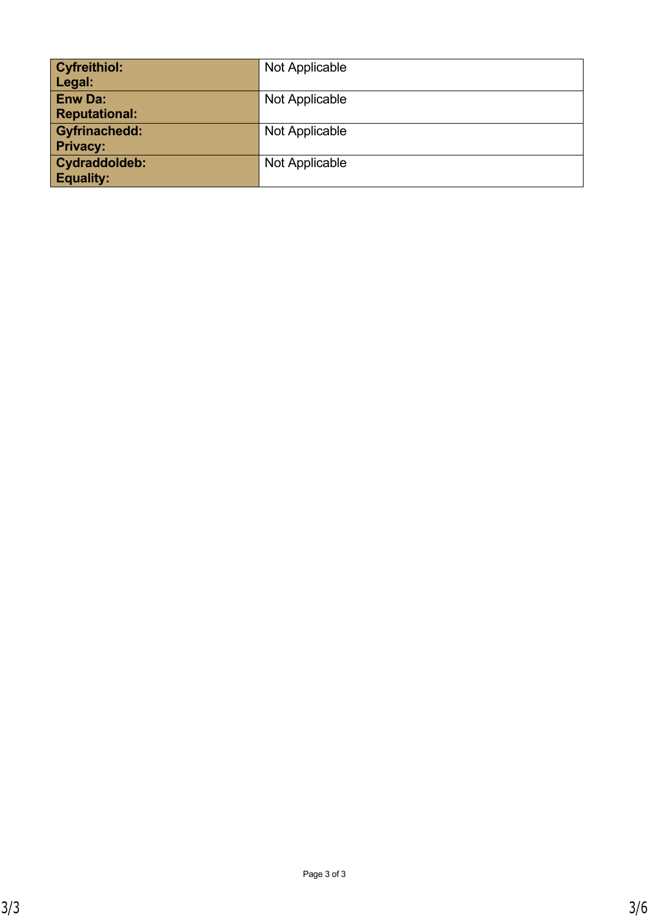| | |
|---|---|
| **Cyfreithiol: Legal:** | Not Applicable |
| **Enw Da: Reputational:** | Not Applicable |
| **Gyfrinachedd: Privacy:** | Not Applicable |
| **Cydraddoldeb: Equality:** | Not Applicable |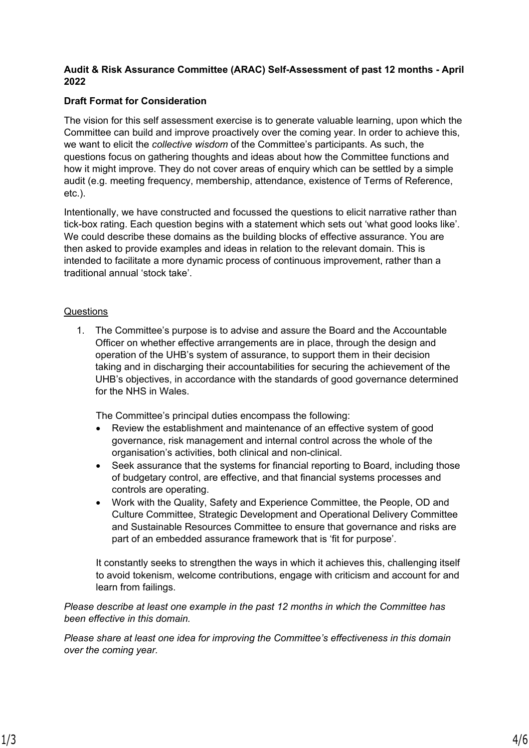**Audit & Risk Assurance Committee (ARAC) Self-Assessment of past 12 months - April 2022**

**Draft Format for Consideration**

The vision for this self assessment exercise is to generate valuable learning, upon which the Committee can build and improve proactively over the coming year. In order to achieve this, we want to elicit the *collective wisdom* of the Committee's participants. As such, the questions focus on gathering thoughts and ideas about how the Committee functions and how it might improve. They do not cover areas of enquiry which can be settled by a simple audit (e.g. meeting frequency, membership, attendance, existence of Terms of Reference, etc.).

Intentionally, we have constructed and focussed the questions to elicit narrative rather than tick-box rating. Each question begins with a statement which sets out 'what good looks like'. We could describe these domains as the building blocks of effective assurance. You are then asked to provide examples and ideas in relation to the relevant domain. This is intended to facilitate a more dynamic process of continuous improvement, rather than a traditional annual 'stock take'.

<u>Questions</u>

1. The Committee's purpose is to advise and assure the Board and the Accountable Officer on whether effective arrangements are in place, through the design and operation of the UHB's system of assurance, to support them in their decision taking and in discharging their accountabilities for securing the achievement of the UHB's objectives, in accordance with the standards of good governance determined for the NHS in Wales.

   The Committee's principal duties encompass the following:

   - Review the establishment and maintenance of an effective system of good governance, risk management and internal control across the whole of the organisation's activities, both clinical and non-clinical.
   - Seek assurance that the systems for financial reporting to Board, including those of budgetary control, are effective, and that financial systems processes and controls are operating.
   - Work with the Quality, Safety and Experience Committee, the People, OD and Culture Committee, Strategic Development and Operational Delivery Committee and Sustainable Resources Committee to ensure that governance and risks are part of an embedded assurance framework that is 'fit for purpose'.

   It constantly seeks to strengthen the ways in which it achieves this, challenging itself to avoid tokenism, welcome contributions, engage with criticism and account for and learn from failings.

*Please describe at least one example in the past 12 months in which the Committee has been effective in this domain.*

*Please share at least one idea for improving the Committee's effectiveness in this domain over the coming year.*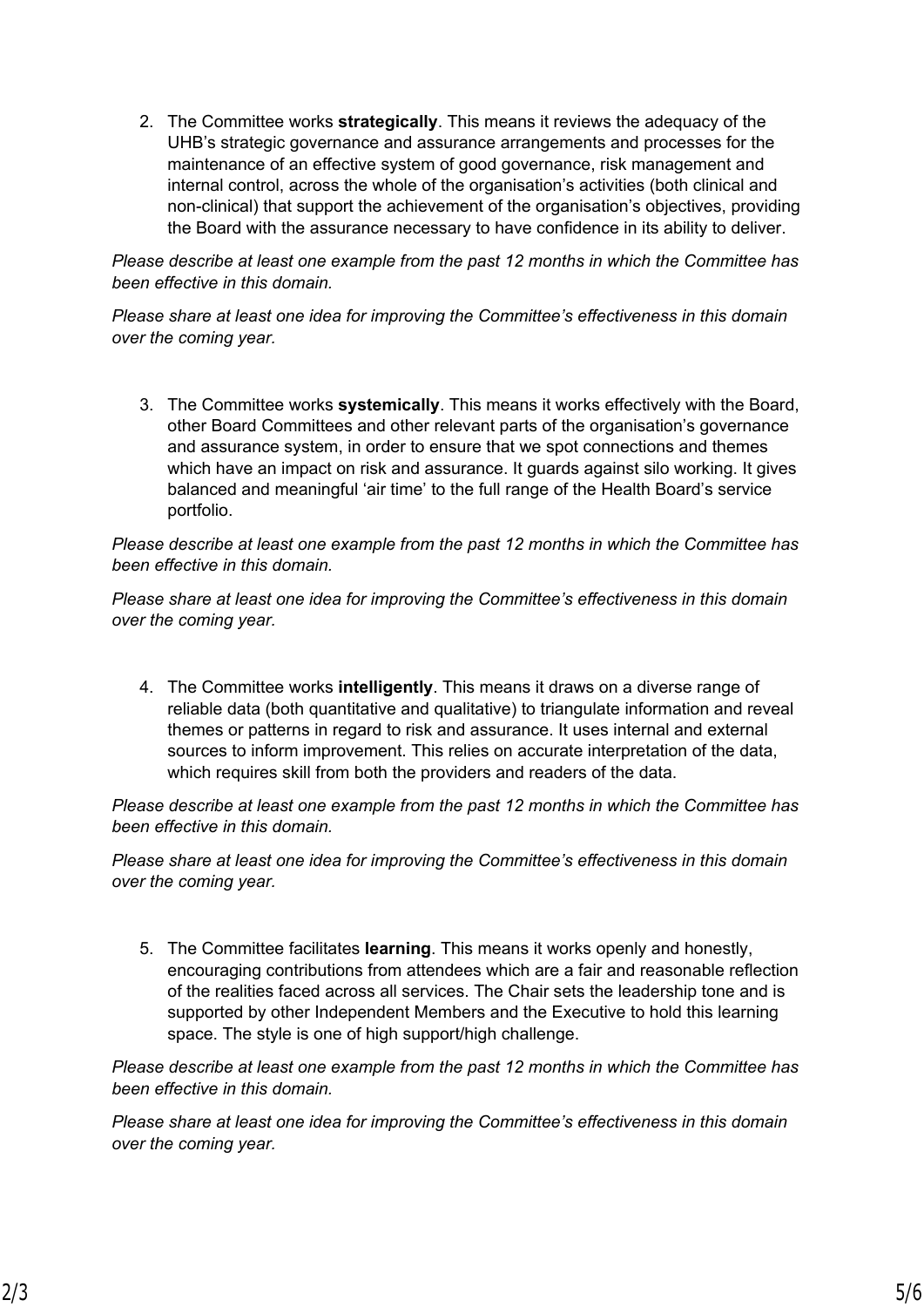2. The Committee works **strategically**. This means it reviews the adequacy of the UHB's strategic governance and assurance arrangements and processes for the maintenance of an effective system of good governance, risk management and internal control, across the whole of the organisation's activities (both clinical and non-clinical) that support the achievement of the organisation's objectives, providing the Board with the assurance necessary to have confidence in its ability to deliver.

*Please describe at least one example from the past 12 months in which the Committee has been effective in this domain.*

*Please share at least one idea for improving the Committee's effectiveness in this domain over the coming year.*

3. The Committee works **systemically**. This means it works effectively with the Board, other Board Committees and other relevant parts of the organisation's governance and assurance system, in order to ensure that we spot connections and themes which have an impact on risk and assurance. It guards against silo working. It gives balanced and meaningful 'air time' to the full range of the Health Board's service portfolio.

*Please describe at least one example from the past 12 months in which the Committee has been effective in this domain.*

*Please share at least one idea for improving the Committee's effectiveness in this domain over the coming year.*

4. The Committee works **intelligently**. This means it draws on a diverse range of reliable data (both quantitative and qualitative) to triangulate information and reveal themes or patterns in regard to risk and assurance. It uses internal and external sources to inform improvement. This relies on accurate interpretation of the data, which requires skill from both the providers and readers of the data.

*Please describe at least one example from the past 12 months in which the Committee has been effective in this domain.*

*Please share at least one idea for improving the Committee's effectiveness in this domain over the coming year.*

5. The Committee facilitates **learning**. This means it works openly and honestly, encouraging contributions from attendees which are a fair and reasonable reflection of the realities faced across all services. The Chair sets the leadership tone and is supported by other Independent Members and the Executive to hold this learning space. The style is one of high support/high challenge.

*Please describe at least one example from the past 12 months in which the Committee has been effective in this domain.*

*Please share at least one idea for improving the Committee's effectiveness in this domain over the coming year.*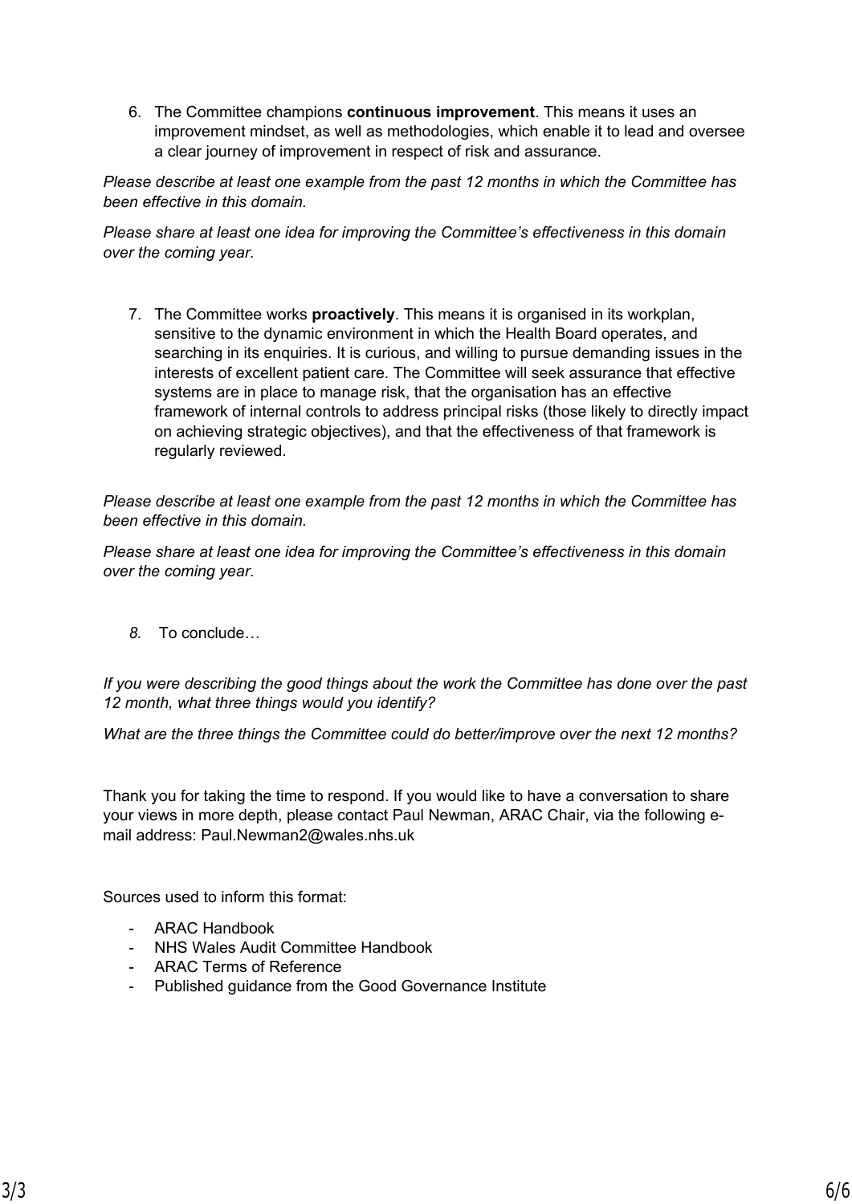6. The Committee champions **continuous improvement**. This means it uses an improvement mindset, as well as methodologies, which enable it to lead and oversee a clear journey of improvement in respect of risk and assurance.

*Please describe at least one example from the past 12 months in which the Committee has been effective in this domain.*

*Please share at least one idea for improving the Committee's effectiveness in this domain over the coming year.*

7. The Committee works **proactively**. This means it is organised in its workplan, sensitive to the dynamic environment in which the Health Board operates, and searching in its enquiries. It is curious, and willing to pursue demanding issues in the interests of excellent patient care. The Committee will seek assurance that effective systems are in place to manage risk, that the organisation has an effective framework of internal controls to address principal risks (those likely to directly impact on achieving strategic objectives), and that the effectiveness of that framework is regularly reviewed.

*Please describe at least one example from the past 12 months in which the Committee has been effective in this domain.*

*Please share at least one idea for improving the Committee's effectiveness in this domain over the coming year.*

8. To conclude…

*If you were describing the good things about the work the Committee has done over the past 12 month, what three things would you identify?*

*What are the three things the Committee could do better/improve over the next 12 months?*

Thank you for taking the time to respond. If you would like to have a conversation to share your views in more depth, please contact Paul Newman, ARAC Chair, via the following e-mail address: Paul.Newman2@wales.nhs.uk

Sources used to inform this format:

- ARAC Handbook
- NHS Wales Audit Committee Handbook
- ARAC Terms of Reference
- Published guidance from the Good Governance Institute